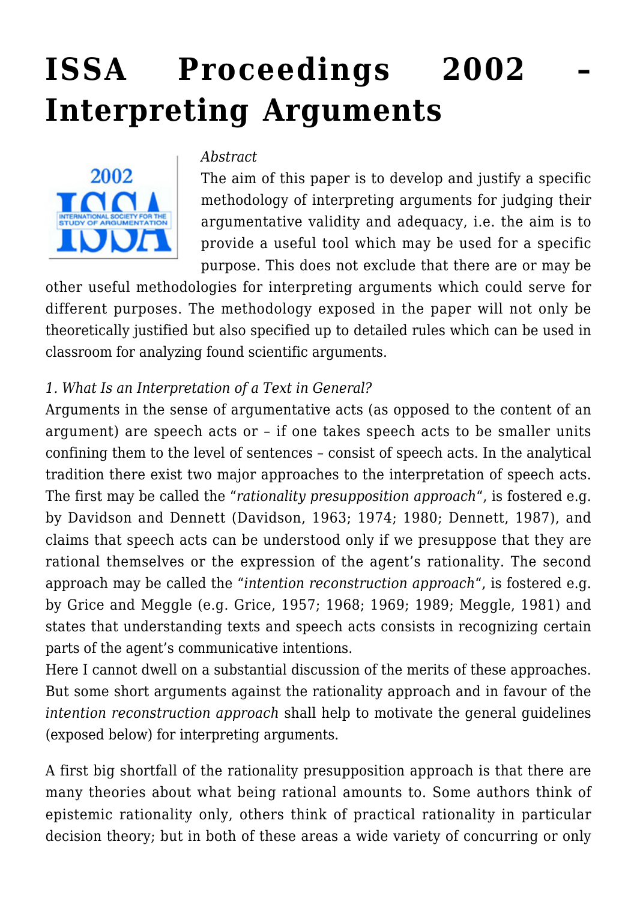# ISSA Proceedings 2002 – Interpreting Arguments

*Abstract*

The aim of this paper is to develop and justify a specific methodology of interpreting arguments for judging their argumentative validity and adequacy, i.e. the aim is to provide a useful tool which may be used for a specific purpose. This does not exclude that there are or may be other useful methodologies for interpreting arguments which could serve for different purposes. The methodology exposed in the paper will not only be theoretically justified but also specified up to detailed rules which can be used in classroom for analyzing found scientific arguments.

*1. What Is an Interpretation of a Text in General?*

Arguments in the sense of argumentative acts (as opposed to the content of an argument) are speech acts or – if one takes speech acts to be smaller units confining them to the level of sentences – consist of speech acts. In the analytical tradition there exist two major approaches to the interpretation of speech acts. The first may be called the "*rationality presupposition approach*", is fostered e.g. by Davidson and Dennett (Davidson, 1963; 1974; 1980; Dennett, 1987), and claims that speech acts can be understood only if we presuppose that they are rational themselves or the expression of the agent's rationality. The second approach may be called the "*intention reconstruction approach*", is fostered e.g. by Grice and Meggle (e.g. Grice, 1957; 1968; 1969; 1989; Meggle, 1981) and states that understanding texts and speech acts consists in recognizing certain parts of the agent's communicative intentions.

Here I cannot dwell on a substantial discussion of the merits of these approaches. But some short arguments against the rationality approach and in favour of the *intention reconstruction approach* shall help to motivate the general guidelines (exposed below) for interpreting arguments.

A first big shortfall of the rationality presupposition approach is that there are many theories about what being rational amounts to. Some authors think of epistemic rationality only, others think of practical rationality in particular decision theory; but in both of these areas a wide variety of concurring or only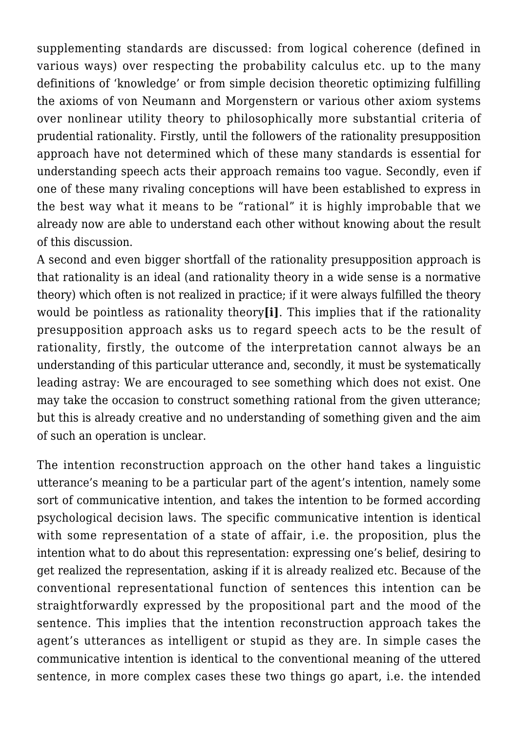supplementing standards are discussed: from logical coherence (defined in various ways) over respecting the probability calculus etc. up to the many definitions of 'knowledge' or from simple decision theoretic optimizing fulfilling the axioms of von Neumann and Morgenstern or various other axiom systems over nonlinear utility theory to philosophically more substantial criteria of prudential rationality. Firstly, until the followers of the rationality presupposition approach have not determined which of these many standards is essential for understanding speech acts their approach remains too vague. Secondly, even if one of these many rivaling conceptions will have been established to express in the best way what it means to be "rational" it is highly improbable that we already now are able to understand each other without knowing about the result of this discussion.

A second and even bigger shortfall of the rationality presupposition approach is that rationality is an ideal (and rationality theory in a wide sense is a normative theory) which often is not realized in practice; if it were always fulfilled the theory would be pointless as rationality theory**[i]**. This implies that if the rationality presupposition approach asks us to regard speech acts to be the result of rationality, firstly, the outcome of the interpretation cannot always be an understanding of this particular utterance and, secondly, it must be systematically leading astray: We are encouraged to see something which does not exist. One may take the occasion to construct something rational from the given utterance; but this is already creative and no understanding of something given and the aim of such an operation is unclear.

The intention reconstruction approach on the other hand takes a linguistic utterance's meaning to be a particular part of the agent's intention, namely some sort of communicative intention, and takes the intention to be formed according psychological decision laws. The specific communicative intention is identical with some representation of a state of affair, i.e. the proposition, plus the intention what to do about this representation: expressing one's belief, desiring to get realized the representation, asking if it is already realized etc. Because of the conventional representational function of sentences this intention can be straightforwardly expressed by the propositional part and the mood of the sentence. This implies that the intention reconstruction approach takes the agent's utterances as intelligent or stupid as they are. In simple cases the communicative intention is identical to the conventional meaning of the uttered sentence, in more complex cases these two things go apart, i.e. the intended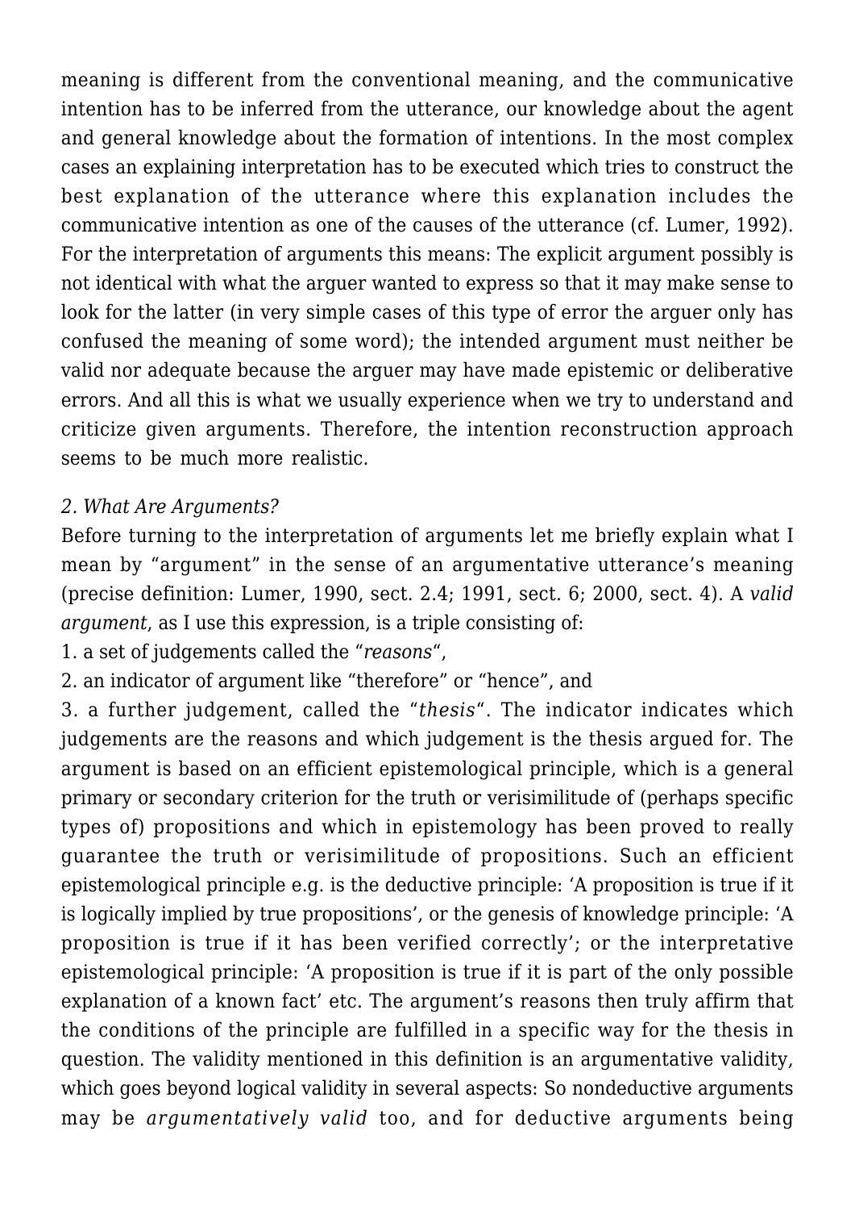meaning is different from the conventional meaning, and the communicative intention has to be inferred from the utterance, our knowledge about the agent and general knowledge about the formation of intentions. In the most complex cases an explaining interpretation has to be executed which tries to construct the best explanation of the utterance where this explanation includes the communicative intention as one of the causes of the utterance (cf. Lumer, 1992). For the interpretation of arguments this means: The explicit argument possibly is not identical with what the arguer wanted to express so that it may make sense to look for the latter (in very simple cases of this type of error the arguer only has confused the meaning of some word); the intended argument must neither be valid nor adequate because the arguer may have made epistemic or deliberative errors. And all this is what we usually experience when we try to understand and criticize given arguments. Therefore, the intention reconstruction approach seems to be much more realistic.

*2. What Are Arguments?*

Before turning to the interpretation of arguments let me briefly explain what I mean by "argument" in the sense of an argumentative utterance's meaning (precise definition: Lumer, 1990, sect. 2.4; 1991, sect. 6; 2000, sect. 4). A *valid argument*, as I use this expression, is a triple consisting of:

1. a set of judgements called the "*reasons*",
2. an indicator of argument like "therefore" or "hence", and
3. a further judgement, called the "*thesis*". The indicator indicates which judgements are the reasons and which judgement is the thesis argued for. The argument is based on an efficient epistemological principle, which is a general primary or secondary criterion for the truth or verisimilitude of (perhaps specific types of) propositions and which in epistemology has been proved to really guarantee the truth or verisimilitude of propositions. Such an efficient epistemological principle e.g. is the deductive principle: 'A proposition is true if it is logically implied by true propositions', or the genesis of knowledge principle: 'A proposition is true if it has been verified correctly'; or the interpretative epistemological principle: 'A proposition is true if it is part of the only possible explanation of a known fact' etc. The argument's reasons then truly affirm that the conditions of the principle are fulfilled in a specific way for the thesis in question. The validity mentioned in this definition is an argumentative validity, which goes beyond logical validity in several aspects: So nondeductive arguments may be *argumentatively valid* too, and for deductive arguments being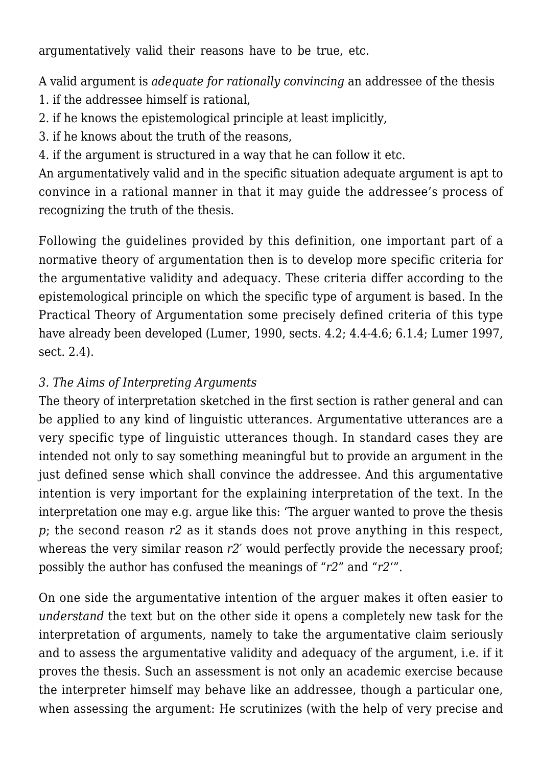argumentatively valid their reasons have to be true, etc.

A valid argument is *adequate for rationally convincing* an addressee of the thesis
1. if the addressee himself is rational,
2. if he knows the epistemological principle at least implicitly,
3. if he knows about the truth of the reasons,
4. if the argument is structured in a way that he can follow it etc.

An argumentatively valid and in the specific situation adequate argument is apt to convince in a rational manner in that it may guide the addressee's process of recognizing the truth of the thesis.

Following the guidelines provided by this definition, one important part of a normative theory of argumentation then is to develop more specific criteria for the argumentative validity and adequacy. These criteria differ according to the epistemological principle on which the specific type of argument is based. In the Practical Theory of Argumentation some precisely defined criteria of this type have already been developed (Lumer, 1990, sects. 4.2; 4.4-4.6; 6.1.4; Lumer 1997, sect. 2.4).

### *3. The Aims of Interpreting Arguments*

The theory of interpretation sketched in the first section is rather general and can be applied to any kind of linguistic utterances. Argumentative utterances are a very specific type of linguistic utterances though. In standard cases they are intended not only to say something meaningful but to provide an argument in the just defined sense which shall convince the addressee. And this argumentative intention is very important for the explaining interpretation of the text. In the interpretation one may e.g. argue like this: 'The arguer wanted to prove the thesis *p*; the second reason *r2* as it stands does not prove anything in this respect, whereas the very similar reason *r2′* would perfectly provide the necessary proof; possibly the author has confused the meanings of "*r2*" and "*r2'*".

On one side the argumentative intention of the arguer makes it often easier to *understand* the text but on the other side it opens a completely new task for the interpretation of arguments, namely to take the argumentative claim seriously and to assess the argumentative validity and adequacy of the argument, i.e. if it proves the thesis. Such an assessment is not only an academic exercise because the interpreter himself may behave like an addressee, though a particular one, when assessing the argument: He scrutinizes (with the help of very precise and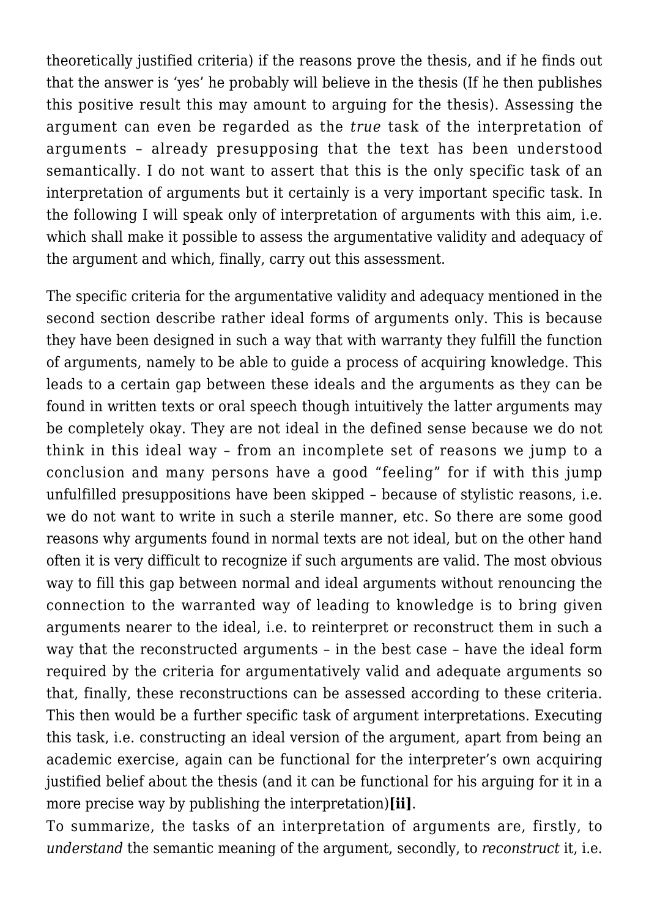theoretically justified criteria) if the reasons prove the thesis, and if he finds out that the answer is 'yes' he probably will believe in the thesis (If he then publishes this positive result this may amount to arguing for the thesis). Assessing the argument can even be regarded as the *true* task of the interpretation of arguments – already presupposing that the text has been understood semantically. I do not want to assert that this is the only specific task of an interpretation of arguments but it certainly is a very important specific task. In the following I will speak only of interpretation of arguments with this aim, i.e. which shall make it possible to assess the argumentative validity and adequacy of the argument and which, finally, carry out this assessment.

The specific criteria for the argumentative validity and adequacy mentioned in the second section describe rather ideal forms of arguments only. This is because they have been designed in such a way that with warranty they fulfill the function of arguments, namely to be able to guide a process of acquiring knowledge. This leads to a certain gap between these ideals and the arguments as they can be found in written texts or oral speech though intuitively the latter arguments may be completely okay. They are not ideal in the defined sense because we do not think in this ideal way – from an incomplete set of reasons we jump to a conclusion and many persons have a good "feeling" for if with this jump unfulfilled presuppositions have been skipped – because of stylistic reasons, i.e. we do not want to write in such a sterile manner, etc. So there are some good reasons why arguments found in normal texts are not ideal, but on the other hand often it is very difficult to recognize if such arguments are valid. The most obvious way to fill this gap between normal and ideal arguments without renouncing the connection to the warranted way of leading to knowledge is to bring given arguments nearer to the ideal, i.e. to reinterpret or reconstruct them in such a way that the reconstructed arguments – in the best case – have the ideal form required by the criteria for argumentatively valid and adequate arguments so that, finally, these reconstructions can be assessed according to these criteria. This then would be a further specific task of argument interpretations. Executing this task, i.e. constructing an ideal version of the argument, apart from being an academic exercise, again can be functional for the interpreter's own acquiring justified belief about the thesis (and it can be functional for his arguing for it in a more precise way by publishing the interpretation)**[ii]**.

To summarize, the tasks of an interpretation of arguments are, firstly, to *understand* the semantic meaning of the argument, secondly, to *reconstruct* it, i.e.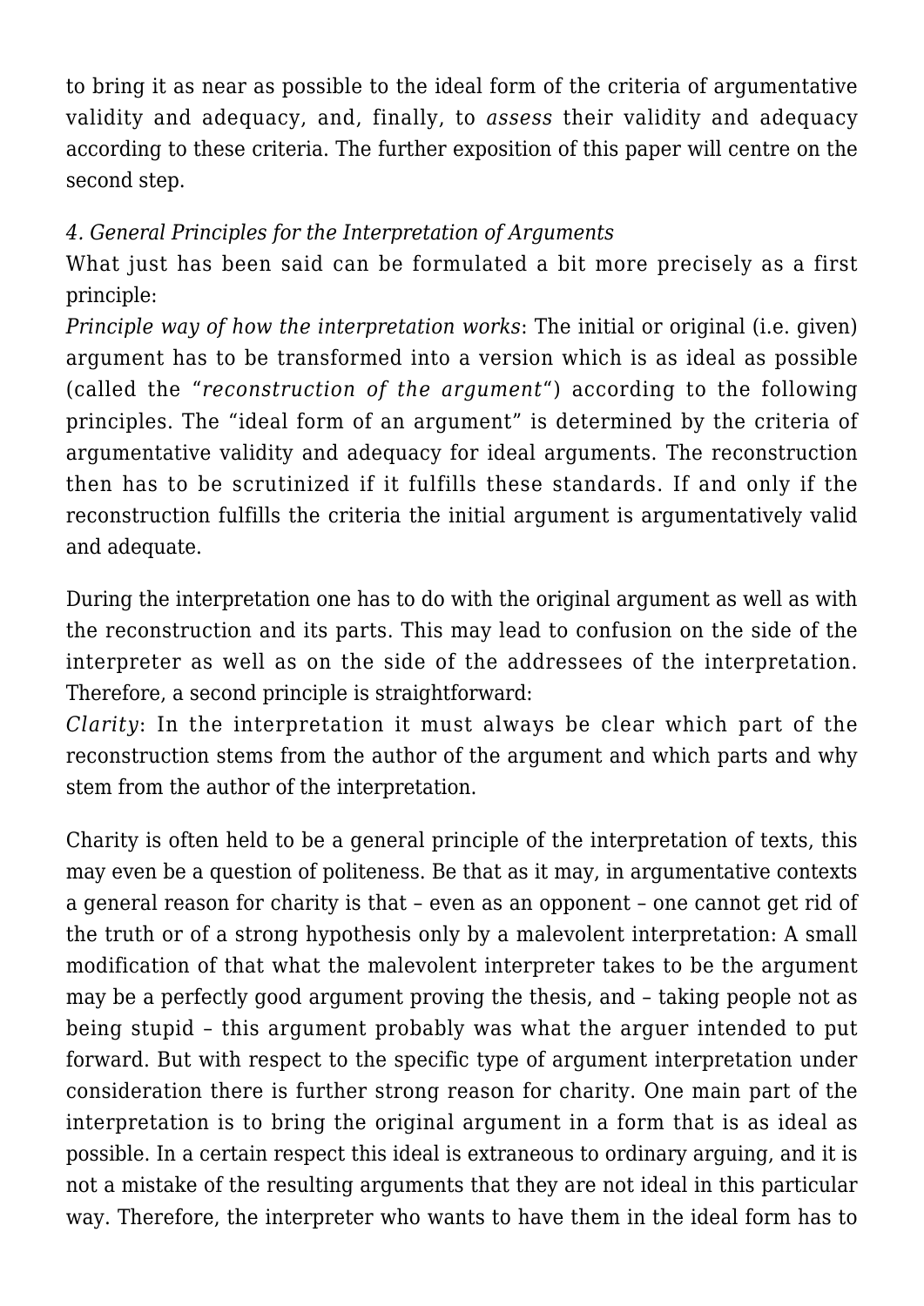to bring it as near as possible to the ideal form of the criteria of argumentative validity and adequacy, and, finally, to *assess* their validity and adequacy according to these criteria. The further exposition of this paper will centre on the second step.

### *4. General Principles for the Interpretation of Arguments*

What just has been said can be formulated a bit more precisely as a first principle:

*Principle way of how the interpretation works*: The initial or original (i.e. given) argument has to be transformed into a version which is as ideal as possible (called the "*reconstruction of the argument*") according to the following principles. The "ideal form of an argument" is determined by the criteria of argumentative validity and adequacy for ideal arguments. The reconstruction then has to be scrutinized if it fulfills these standards. If and only if the reconstruction fulfills the criteria the initial argument is argumentatively valid and adequate.

During the interpretation one has to do with the original argument as well as with the reconstruction and its parts. This may lead to confusion on the side of the interpreter as well as on the side of the addressees of the interpretation. Therefore, a second principle is straightforward:

*Clarity*: In the interpretation it must always be clear which part of the reconstruction stems from the author of the argument and which parts and why stem from the author of the interpretation.

Charity is often held to be a general principle of the interpretation of texts, this may even be a question of politeness. Be that as it may, in argumentative contexts a general reason for charity is that – even as an opponent – one cannot get rid of the truth or of a strong hypothesis only by a malevolent interpretation: A small modification of that what the malevolent interpreter takes to be the argument may be a perfectly good argument proving the thesis, and – taking people not as being stupid – this argument probably was what the arguer intended to put forward. But with respect to the specific type of argument interpretation under consideration there is further strong reason for charity. One main part of the interpretation is to bring the original argument in a form that is as ideal as possible. In a certain respect this ideal is extraneous to ordinary arguing, and it is not a mistake of the resulting arguments that they are not ideal in this particular way. Therefore, the interpreter who wants to have them in the ideal form has to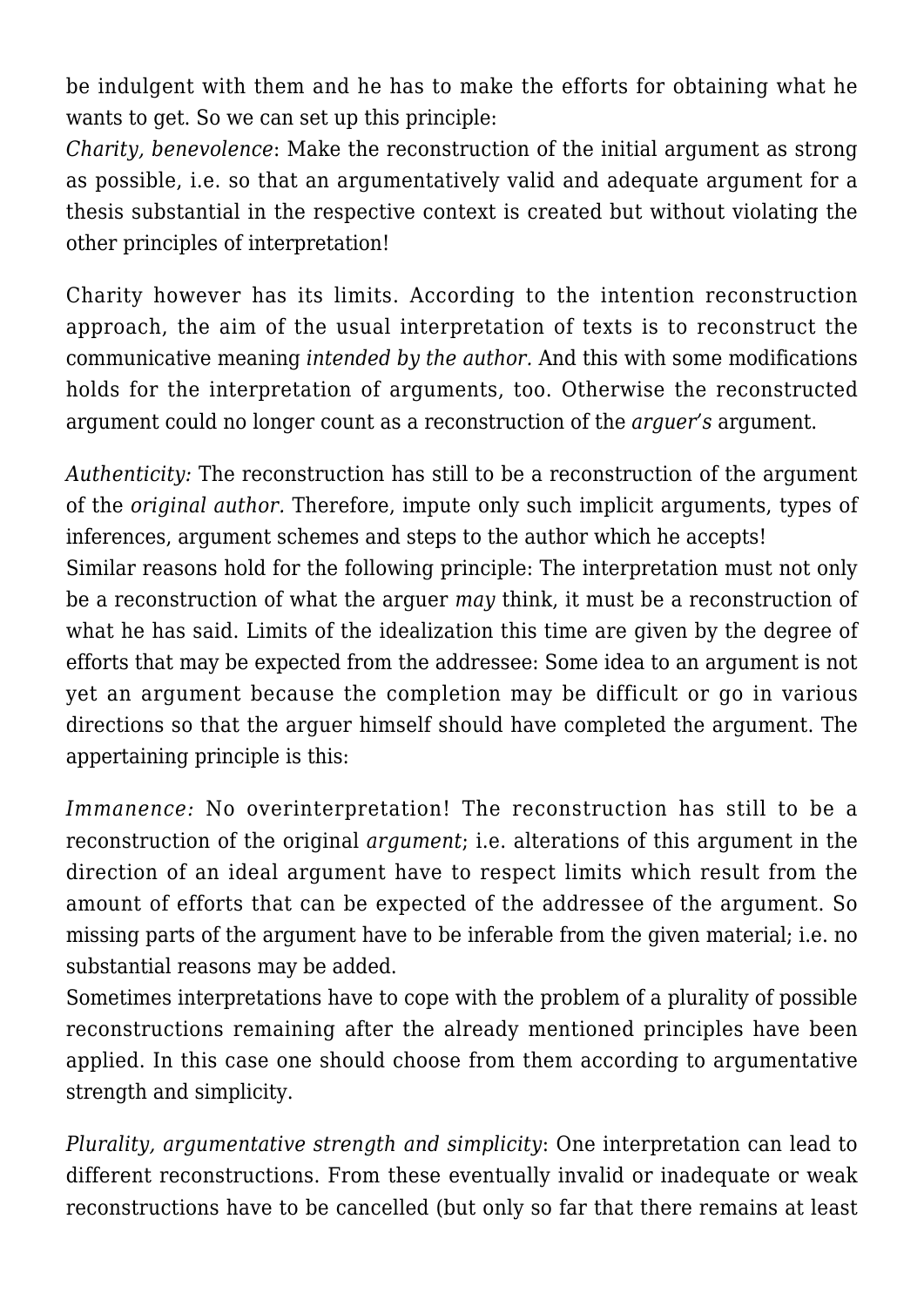be indulgent with them and he has to make the efforts for obtaining what he wants to get. So we can set up this principle:

*Charity, benevolence*: Make the reconstruction of the initial argument as strong as possible, i.e. so that an argumentatively valid and adequate argument for a thesis substantial in the respective context is created but without violating the other principles of interpretation!

Charity however has its limits. According to the intention reconstruction approach, the aim of the usual interpretation of texts is to reconstruct the communicative meaning *intended by the author.* And this with some modifications holds for the interpretation of arguments, too. Otherwise the reconstructed argument could no longer count as a reconstruction of the *arguer's* argument.

*Authenticity:* The reconstruction has still to be a reconstruction of the argument of the *original author.* Therefore, impute only such implicit arguments, types of inferences, argument schemes and steps to the author which he accepts!

Similar reasons hold for the following principle: The interpretation must not only be a reconstruction of what the arguer *may* think, it must be a reconstruction of what he has said. Limits of the idealization this time are given by the degree of efforts that may be expected from the addressee: Some idea to an argument is not yet an argument because the completion may be difficult or go in various directions so that the arguer himself should have completed the argument. The appertaining principle is this:

*Immanence:* No overinterpretation! The reconstruction has still to be a reconstruction of the original *argument*; i.e. alterations of this argument in the direction of an ideal argument have to respect limits which result from the amount of efforts that can be expected of the addressee of the argument. So missing parts of the argument have to be inferable from the given material; i.e. no substantial reasons may be added.

Sometimes interpretations have to cope with the problem of a plurality of possible reconstructions remaining after the already mentioned principles have been applied. In this case one should choose from them according to argumentative strength and simplicity.

*Plurality, argumentative strength and simplicity*: One interpretation can lead to different reconstructions. From these eventually invalid or inadequate or weak reconstructions have to be cancelled (but only so far that there remains at least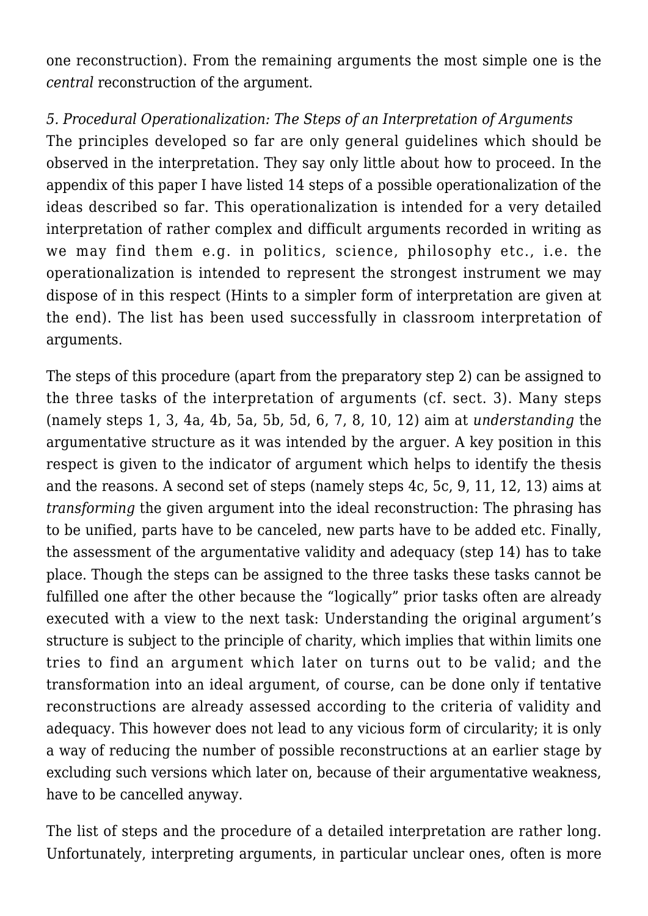one reconstruction). From the remaining arguments the most simple one is the *central* reconstruction of the argument.

### *5. Procedural Operationalization: The Steps of an Interpretation of Arguments*

The principles developed so far are only general guidelines which should be observed in the interpretation. They say only little about how to proceed. In the appendix of this paper I have listed 14 steps of a possible operationalization of the ideas described so far. This operationalization is intended for a very detailed interpretation of rather complex and difficult arguments recorded in writing as we may find them e.g. in politics, science, philosophy etc., i.e. the operationalization is intended to represent the strongest instrument we may dispose of in this respect (Hints to a simpler form of interpretation are given at the end). The list has been used successfully in classroom interpretation of arguments.

The steps of this procedure (apart from the preparatory step 2) can be assigned to the three tasks of the interpretation of arguments (cf. sect. 3). Many steps (namely steps 1, 3, 4a, 4b, 5a, 5b, 5d, 6, 7, 8, 10, 12) aim at *understanding* the argumentative structure as it was intended by the arguer. A key position in this respect is given to the indicator of argument which helps to identify the thesis and the reasons. A second set of steps (namely steps 4c, 5c, 9, 11, 12, 13) aims at *transforming* the given argument into the ideal reconstruction: The phrasing has to be unified, parts have to be canceled, new parts have to be added etc. Finally, the assessment of the argumentative validity and adequacy (step 14) has to take place. Though the steps can be assigned to the three tasks these tasks cannot be fulfilled one after the other because the "logically" prior tasks often are already executed with a view to the next task: Understanding the original argument's structure is subject to the principle of charity, which implies that within limits one tries to find an argument which later on turns out to be valid; and the transformation into an ideal argument, of course, can be done only if tentative reconstructions are already assessed according to the criteria of validity and adequacy. This however does not lead to any vicious form of circularity; it is only a way of reducing the number of possible reconstructions at an earlier stage by excluding such versions which later on, because of their argumentative weakness, have to be cancelled anyway.

The list of steps and the procedure of a detailed interpretation are rather long. Unfortunately, interpreting arguments, in particular unclear ones, often is more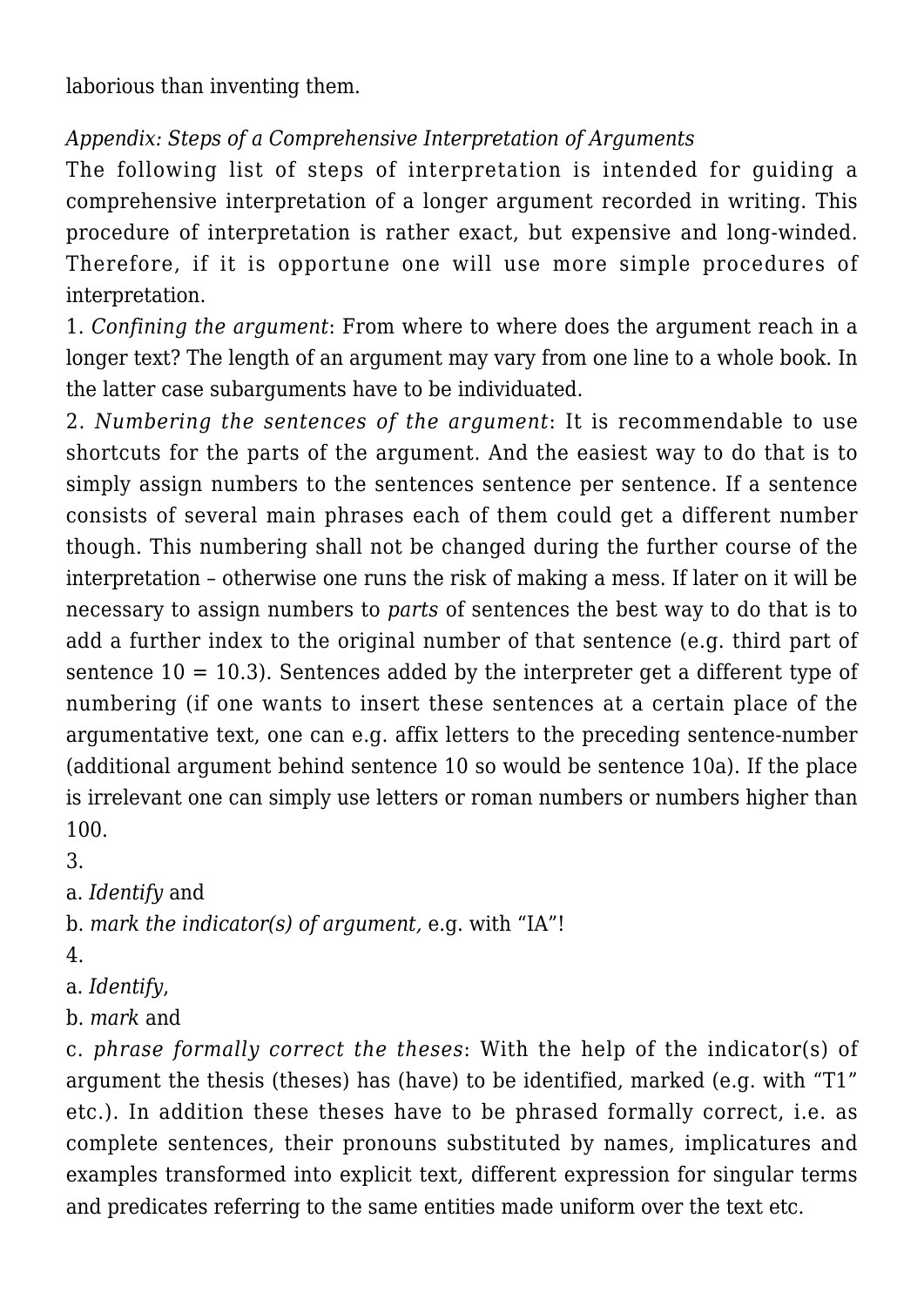laborious than inventing them.

*Appendix: Steps of a Comprehensive Interpretation of Arguments*

The following list of steps of interpretation is intended for guiding a comprehensive interpretation of a longer argument recorded in writing. This procedure of interpretation is rather exact, but expensive and long-winded. Therefore, if it is opportune one will use more simple procedures of interpretation.

1. *Confining the argument*: From where to where does the argument reach in a longer text? The length of an argument may vary from one line to a whole book. In the latter case subarguments have to be individuated.

2. *Numbering the sentences of the argument*: It is recommendable to use shortcuts for the parts of the argument. And the easiest way to do that is to simply assign numbers to the sentences sentence per sentence. If a sentence consists of several main phrases each of them could get a different number though. This numbering shall not be changed during the further course of the interpretation – otherwise one runs the risk of making a mess. If later on it will be necessary to assign numbers to *parts* of sentences the best way to do that is to add a further index to the original number of that sentence (e.g. third part of sentence 10 = 10.3). Sentences added by the interpreter get a different type of numbering (if one wants to insert these sentences at a certain place of the argumentative text, one can e.g. affix letters to the preceding sentence-number (additional argument behind sentence 10 so would be sentence 10a). If the place is irrelevant one can simply use letters or roman numbers or numbers higher than 100.

3.

a. *Identify* and

b. *mark the indicator(s) of argument,* e.g. with "IA"!

4.

a. *Identify*,

b. *mark* and

c. *phrase formally correct the theses*: With the help of the indicator(s) of argument the thesis (theses) has (have) to be identified, marked (e.g. with "T1" etc.). In addition these theses have to be phrased formally correct, i.e. as complete sentences, their pronouns substituted by names, implicatures and examples transformed into explicit text, different expression for singular terms and predicates referring to the same entities made uniform over the text etc.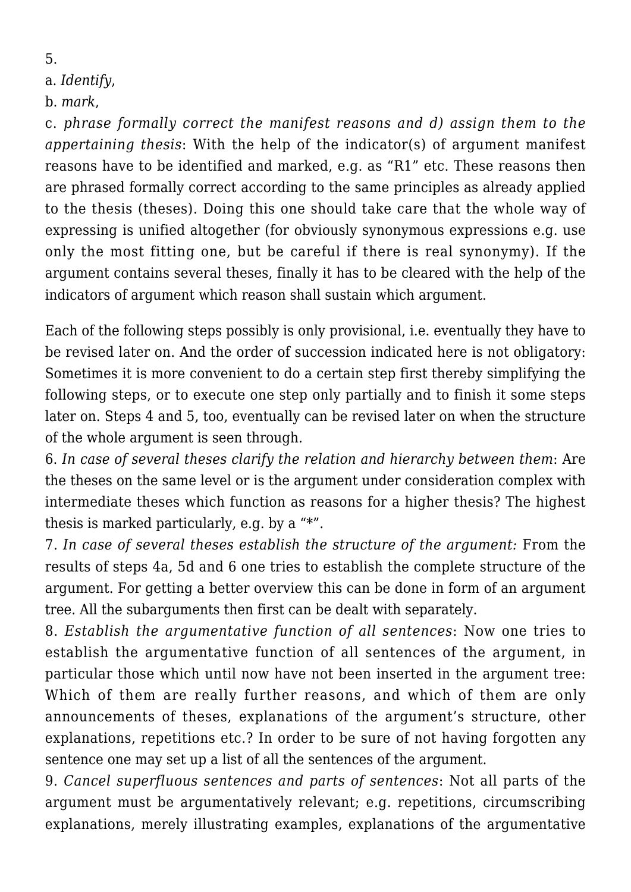5.

a. *Identify*,

b. *mark*,

c. *phrase formally correct the manifest reasons and d) assign them to the appertaining thesis*: With the help of the indicator(s) of argument manifest reasons have to be identified and marked, e.g. as "R1" etc. These reasons then are phrased formally correct according to the same principles as already applied to the thesis (theses). Doing this one should take care that the whole way of expressing is unified altogether (for obviously synonymous expressions e.g. use only the most fitting one, but be careful if there is real synonymy). If the argument contains several theses, finally it has to be cleared with the help of the indicators of argument which reason shall sustain which argument.

Each of the following steps possibly is only provisional, i.e. eventually they have to be revised later on. And the order of succession indicated here is not obligatory: Sometimes it is more convenient to do a certain step first thereby simplifying the following steps, or to execute one step only partially and to finish it some steps later on. Steps 4 and 5, too, eventually can be revised later on when the structure of the whole argument is seen through.

6. *In case of several theses clarify the relation and hierarchy between them*: Are the theses on the same level or is the argument under consideration complex with intermediate theses which function as reasons for a higher thesis? The highest thesis is marked particularly, e.g. by a "*".

7. *In case of several theses establish the structure of the argument:* From the results of steps 4a, 5d and 6 one tries to establish the complete structure of the argument. For getting a better overview this can be done in form of an argument tree. All the subarguments then first can be dealt with separately.

8. *Establish the argumentative function of all sentences*: Now one tries to establish the argumentative function of all sentences of the argument, in particular those which until now have not been inserted in the argument tree: Which of them are really further reasons, and which of them are only announcements of theses, explanations of the argument's structure, other explanations, repetitions etc.? In order to be sure of not having forgotten any sentence one may set up a list of all the sentences of the argument.

9. *Cancel superfluous sentences and parts of sentences*: Not all parts of the argument must be argumentatively relevant; e.g. repetitions, circumscribing explanations, merely illustrating examples, explanations of the argumentative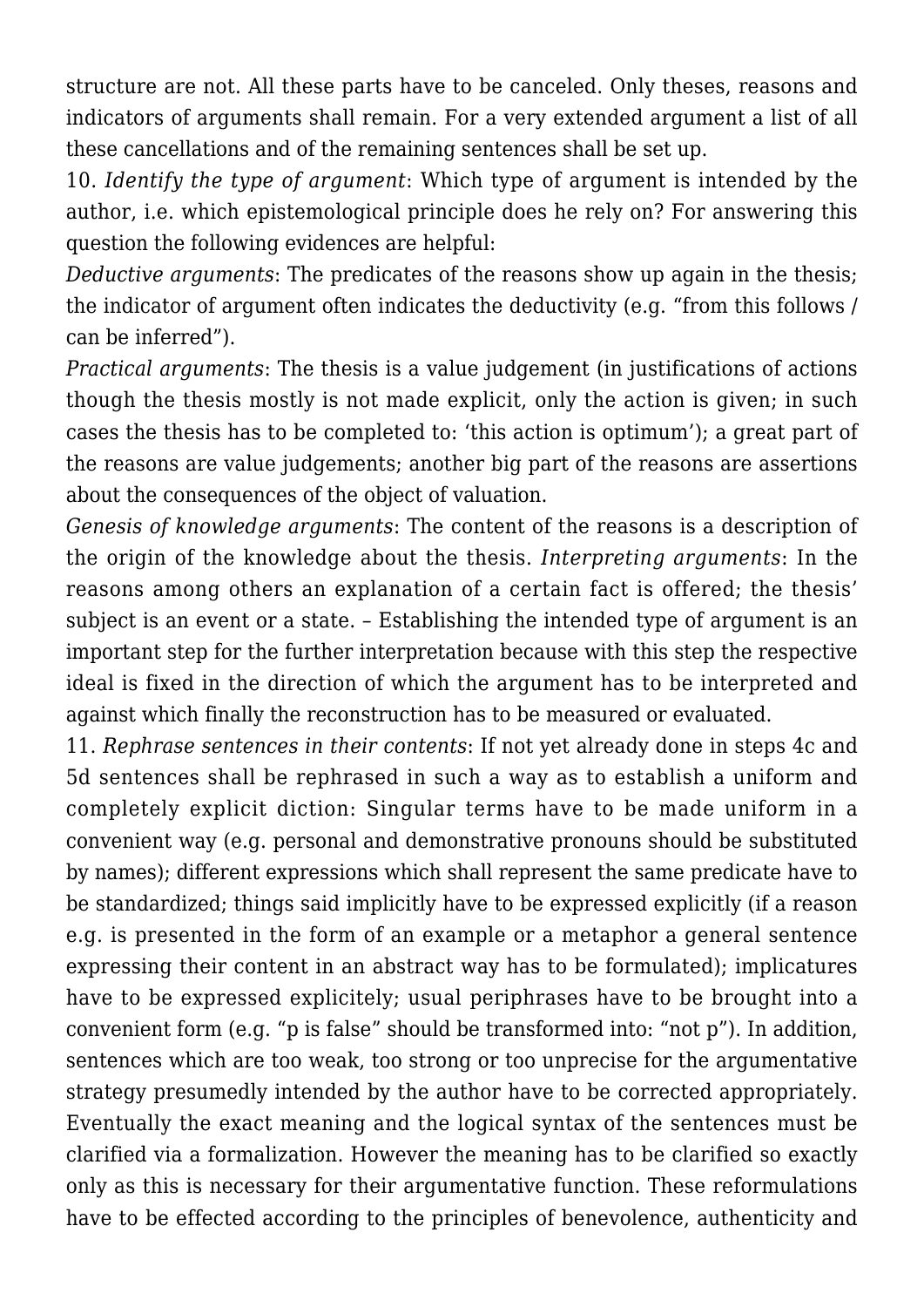structure are not. All these parts have to be canceled. Only theses, reasons and indicators of arguments shall remain. For a very extended argument a list of all these cancellations and of the remaining sentences shall be set up.

10. *Identify the type of argument*: Which type of argument is intended by the author, i.e. which epistemological principle does he rely on? For answering this question the following evidences are helpful:

*Deductive arguments*: The predicates of the reasons show up again in the thesis; the indicator of argument often indicates the deductivity (e.g. "from this follows / can be inferred").

*Practical arguments*: The thesis is a value judgement (in justifications of actions though the thesis mostly is not made explicit, only the action is given; in such cases the thesis has to be completed to: 'this action is optimum'); a great part of the reasons are value judgements; another big part of the reasons are assertions about the consequences of the object of valuation.

*Genesis of knowledge arguments*: The content of the reasons is a description of the origin of the knowledge about the thesis. *Interpreting arguments*: In the reasons among others an explanation of a certain fact is offered; the thesis' subject is an event or a state. – Establishing the intended type of argument is an important step for the further interpretation because with this step the respective ideal is fixed in the direction of which the argument has to be interpreted and against which finally the reconstruction has to be measured or evaluated.

11. *Rephrase sentences in their contents*: If not yet already done in steps 4c and 5d sentences shall be rephrased in such a way as to establish a uniform and completely explicit diction: Singular terms have to be made uniform in a convenient way (e.g. personal and demonstrative pronouns should be substituted by names); different expressions which shall represent the same predicate have to be standardized; things said implicitly have to be expressed explicitly (if a reason e.g. is presented in the form of an example or a metaphor a general sentence expressing their content in an abstract way has to be formulated); implicatures have to be expressed explicitely; usual periphrases have to be brought into a convenient form (e.g. "p is false" should be transformed into: "not p"). In addition, sentences which are too weak, too strong or too unprecise for the argumentative strategy presumedly intended by the author have to be corrected appropriately. Eventually the exact meaning and the logical syntax of the sentences must be clarified via a formalization. However the meaning has to be clarified so exactly only as this is necessary for their argumentative function. These reformulations have to be effected according to the principles of benevolence, authenticity and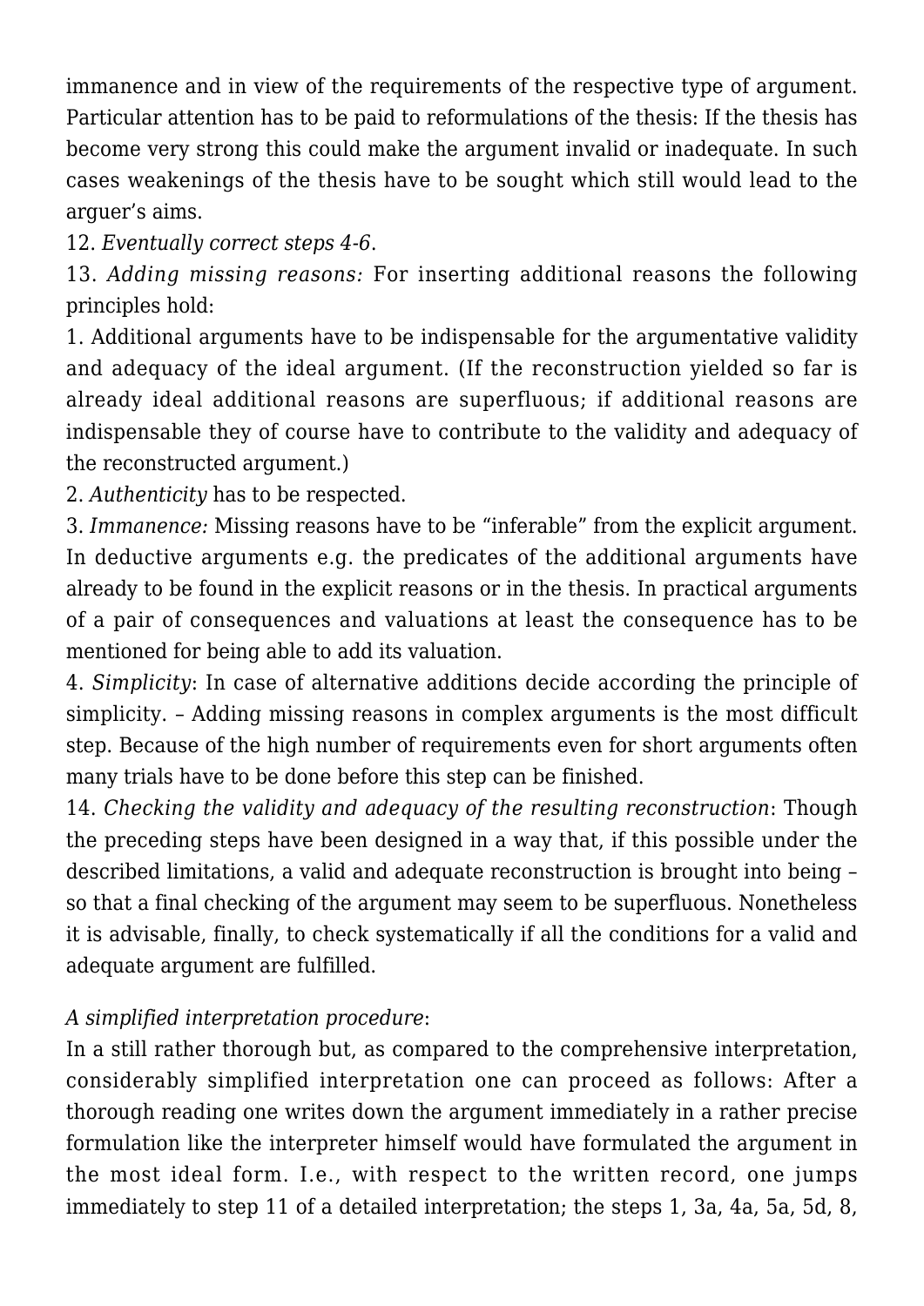immanence and in view of the requirements of the respective type of argument. Particular attention has to be paid to reformulations of the thesis: If the thesis has become very strong this could make the argument invalid or inadequate. In such cases weakenings of the thesis have to be sought which still would lead to the arguer's aims.

12. *Eventually correct steps 4-6*.

13. *Adding missing reasons:* For inserting additional reasons the following principles hold:

1. Additional arguments have to be indispensable for the argumentative validity and adequacy of the ideal argument. (If the reconstruction yielded so far is already ideal additional reasons are superfluous; if additional reasons are indispensable they of course have to contribute to the validity and adequacy of the reconstructed argument.)
2. *Authenticity* has to be respected.
3. *Immanence:* Missing reasons have to be "inferable" from the explicit argument. In deductive arguments e.g. the predicates of the additional arguments have already to be found in the explicit reasons or in the thesis. In practical arguments of a pair of consequences and valuations at least the consequence has to be mentioned for being able to add its valuation.
4. *Simplicity*: In case of alternative additions decide according the principle of simplicity. – Adding missing reasons in complex arguments is the most difficult step. Because of the high number of requirements even for short arguments often many trials have to be done before this step can be finished.

14. *Checking the validity and adequacy of the resulting reconstruction*: Though the preceding steps have been designed in a way that, if this possible under the described limitations, a valid and adequate reconstruction is brought into being – so that a final checking of the argument may seem to be superfluous. Nonetheless it is advisable, finally, to check systematically if all the conditions for a valid and adequate argument are fulfilled.

*A simplified interpretation procedure*:

In a still rather thorough but, as compared to the comprehensive interpretation, considerably simplified interpretation one can proceed as follows: After a thorough reading one writes down the argument immediately in a rather precise formulation like the interpreter himself would have formulated the argument in the most ideal form. I.e., with respect to the written record, one jumps immediately to step 11 of a detailed interpretation; the steps 1, 3a, 4a, 5a, 5d, 8,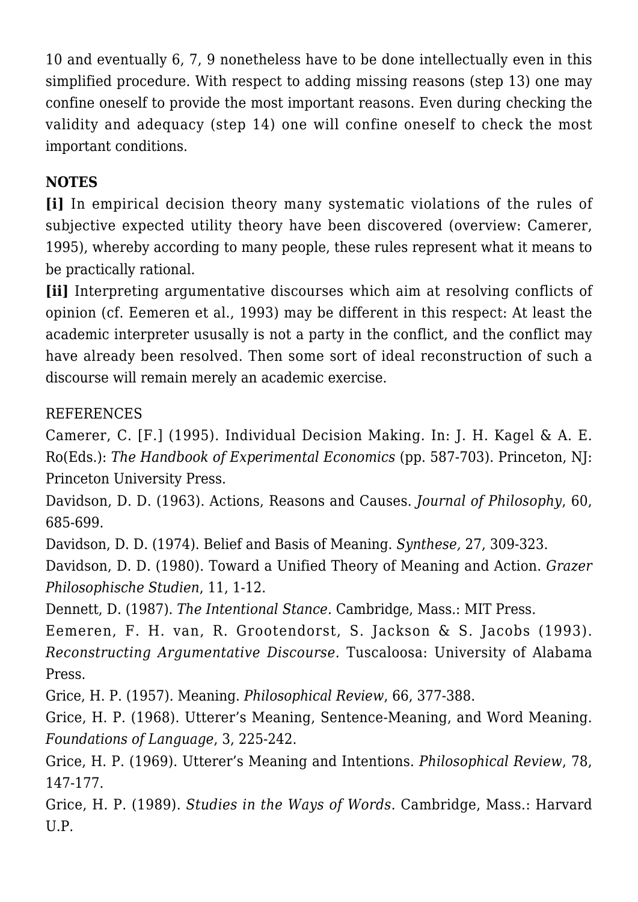10 and eventually 6, 7, 9 nonetheless have to be done intellectually even in this simplified procedure. With respect to adding missing reasons (step 13) one may confine oneself to provide the most important reasons. Even during checking the validity and adequacy (step 14) one will confine oneself to check the most important conditions.

**NOTES**

**[i]** In empirical decision theory many systematic violations of the rules of subjective expected utility theory have been discovered (overview: Camerer, 1995), whereby according to many people, these rules represent what it means to be practically rational.

**[ii]** Interpreting argumentative discourses which aim at resolving conflicts of opinion (cf. Eemeren et al., 1993) may be different in this respect: At least the academic interpreter ususally is not a party in the conflict, and the conflict may have already been resolved. Then some sort of ideal reconstruction of such a discourse will remain merely an academic exercise.

REFERENCES

Camerer, C. [F.] (1995). Individual Decision Making. In: J. H. Kagel & A. E. Ro(Eds.): *The Handbook of Experimental Economics* (pp. 587-703). Princeton, NJ: Princeton University Press.

Davidson, D. D. (1963). Actions, Reasons and Causes. *Journal of Philosophy*, 60, 685-699.

Davidson, D. D. (1974). Belief and Basis of Meaning. *Synthese,* 27, 309-323.

Davidson, D. D. (1980). Toward a Unified Theory of Meaning and Action. *Grazer Philosophische Studien*, 11, 1-12.

Dennett, D. (1987). *The Intentional Stance.* Cambridge, Mass.: MIT Press.

Eemeren, F. H. van, R. Grootendorst, S. Jackson & S. Jacobs (1993). *Reconstructing Argumentative Discourse.* Tuscaloosa: University of Alabama Press.

Grice, H. P. (1957). Meaning. *Philosophical Review*, 66, 377-388.

Grice, H. P. (1968). Utterer's Meaning, Sentence-Meaning, and Word Meaning. *Foundations of Language*, 3, 225-242.

Grice, H. P. (1969). Utterer's Meaning and Intentions. *Philosophical Review*, 78, 147-177.

Grice, H. P. (1989). *Studies in the Ways of Words.* Cambridge, Mass.: Harvard U.P.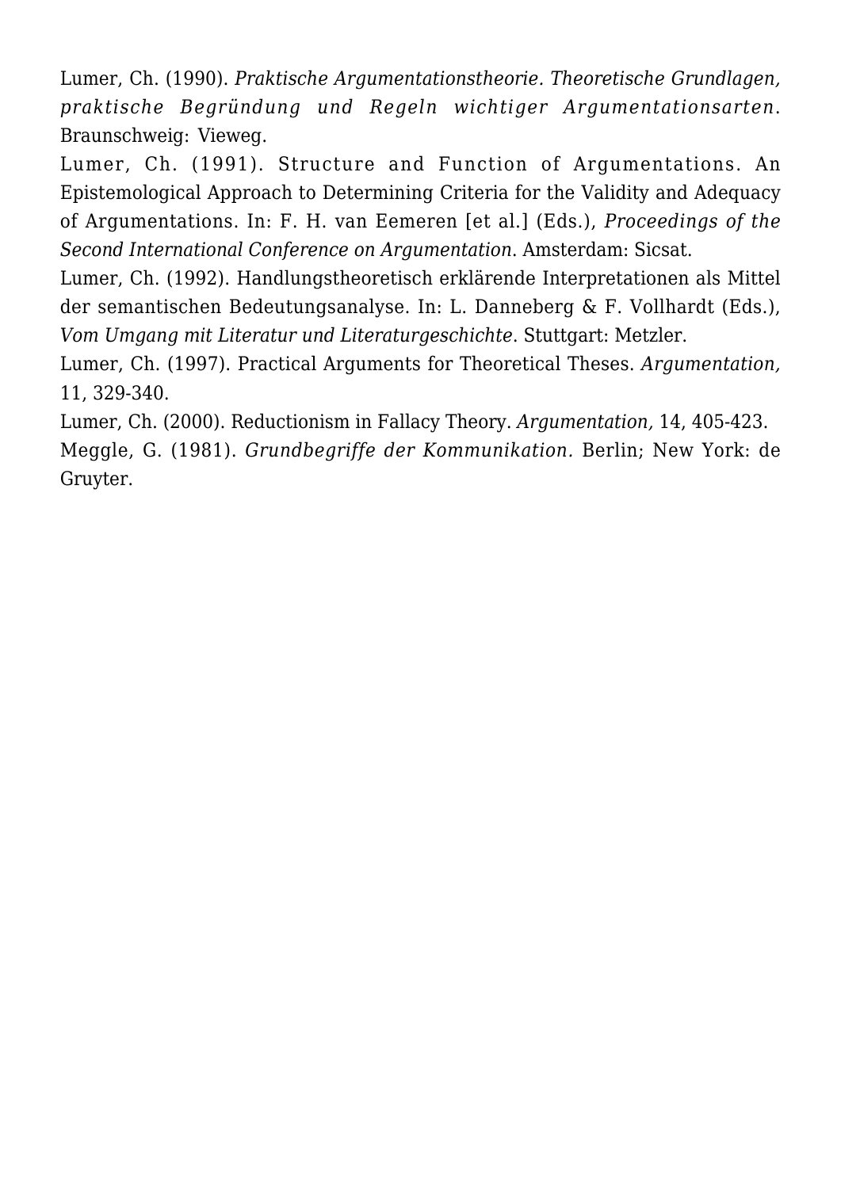Lumer, Ch. (1990). *Praktische Argumentationstheorie. Theoretische Grundlagen, praktische Begründung und Regeln wichtiger Argumentationsarten*. Braunschweig: Vieweg.

Lumer, Ch. (1991). Structure and Function of Argumentations. An Epistemological Approach to Determining Criteria for the Validity and Adequacy of Argumentations. In: F. H. van Eemeren [et al.] (Eds.), *Proceedings of the Second International Conference on Argumentation*. Amsterdam: Sicsat.

Lumer, Ch. (1992). Handlungstheoretisch erklärende Interpretationen als Mittel der semantischen Bedeutungsanalyse. In: L. Danneberg & F. Vollhardt (Eds.), *Vom Umgang mit Literatur und Literaturgeschichte*. Stuttgart: Metzler.

Lumer, Ch. (1997). Practical Arguments for Theoretical Theses. *Argumentation,* 11, 329-340.

Lumer, Ch. (2000). Reductionism in Fallacy Theory. *Argumentation,* 14, 405-423.

Meggle, G. (1981). *Grundbegriffe der Kommunikation.* Berlin; New York: de Gruyter.